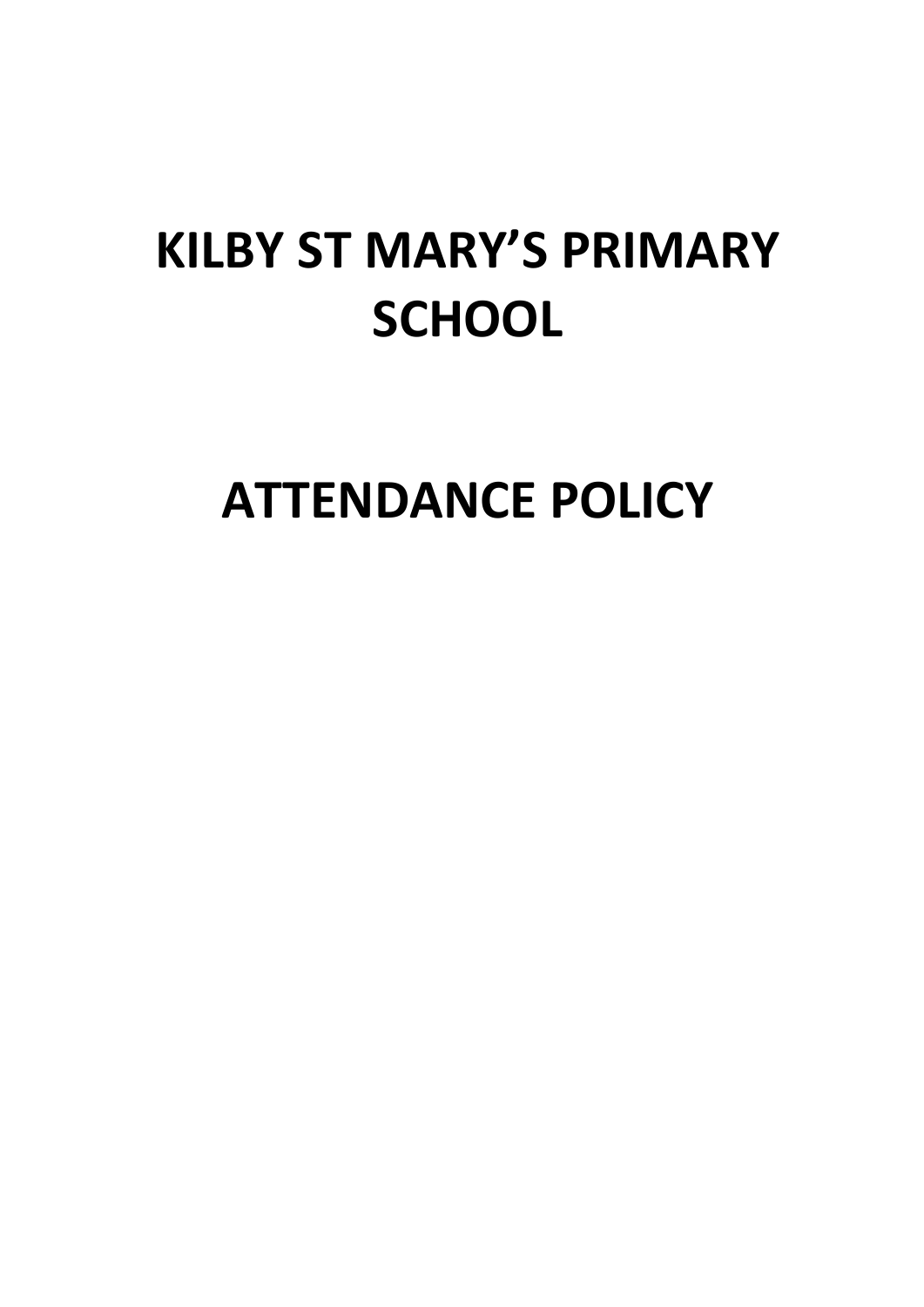# KILBY ST MARY'S PRIMARY SCHOOL

# ATTENDANCE POLICY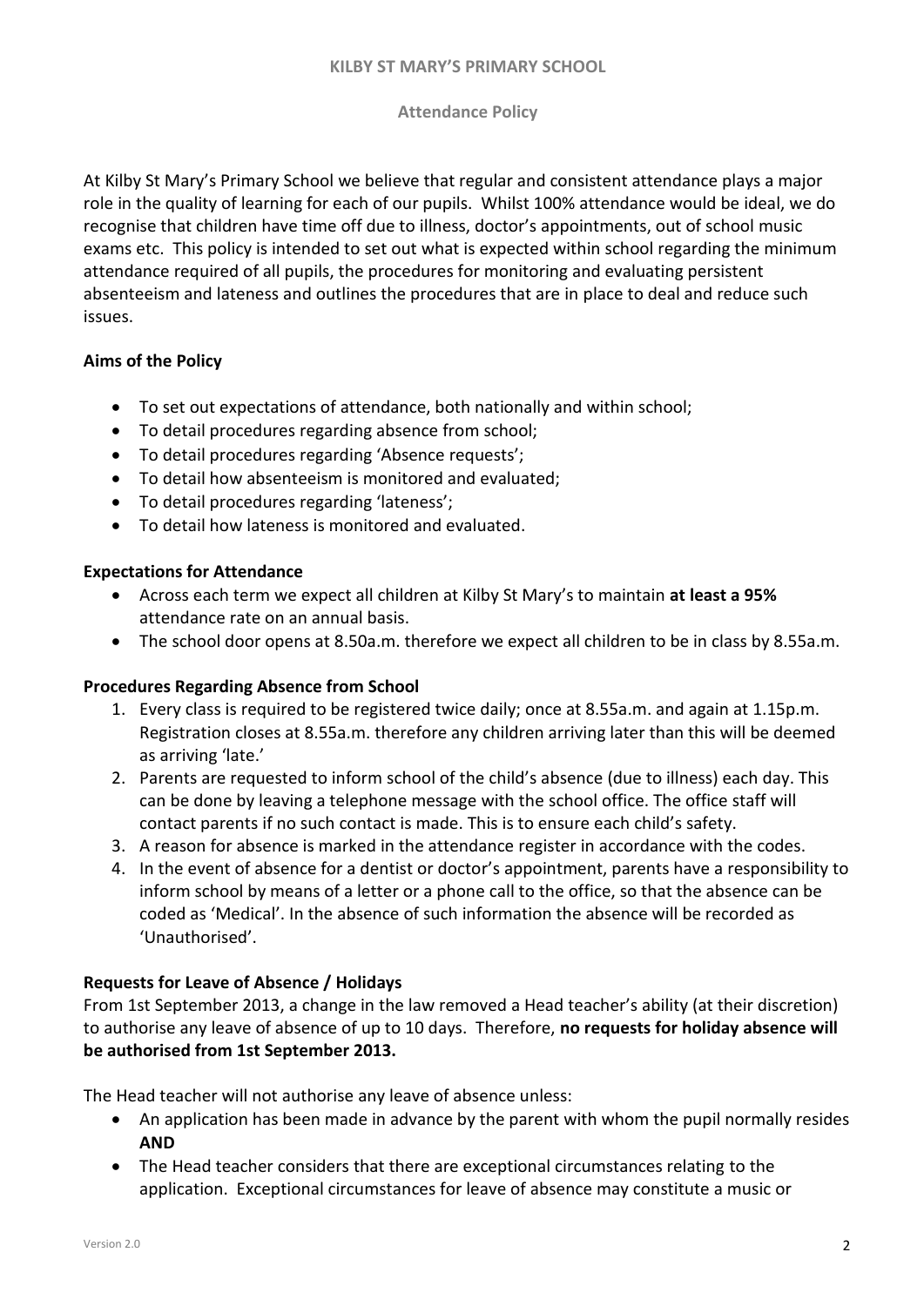**KILBY ST MARY'S PRIMARY SCHOOL**

**Attendance Policy**

At Kilby St Mary's Primary School we believe that regular and consistent attendance plays a major role in the quality of learning for each of our pupils. Whilst 100% attendance would be ideal, we do recognise that children have time off due to illness, doctor's appointments, out of school music exams etc. This policy is intended to set out what is expected within school regarding the minimum attendance required of all pupils, the procedures for monitoring and evaluating persistent absenteeism and lateness and outlines the procedures that are in place to deal and reduce such issues.

## Aims of the Policy

- To set out expectations of attendance, both nationally and within school;
- To detail procedures regarding absence from school;
- To detail procedures regarding 'Absence requests';
- To detail how absenteeism is monitored and evaluated;
- To detail procedures regarding 'lateness';
- To detail how lateness is monitored and evaluated.

## Expectations for Attendance

- Across each term we expect all children at Kilby St Mary's to maintain **at least a 95%** attendance rate on an annual basis.
- The school door opens at 8.50a.m. therefore we expect all children to be in class by 8.55a.m.

## Procedures Regarding Absence from School

1. Every class is required to be registered twice daily; once at 8.55a.m. and again at 1.15p.m. Registration closes at 8.55a.m. therefore any children arriving later than this will be deemed as arriving 'late.'
2. Parents are requested to inform school of the child's absence (due to illness) each day. This can be done by leaving a telephone message with the school office. The office staff will contact parents if no such contact is made. This is to ensure each child's safety.
3. A reason for absence is marked in the attendance register in accordance with the codes.
4. In the event of absence for a dentist or doctor's appointment, parents have a responsibility to inform school by means of a letter or a phone call to the office, so that the absence can be coded as 'Medical'. In the absence of such information the absence will be recorded as 'Unauthorised'.

## Requests for Leave of Absence / Holidays

From 1st September 2013, a change in the law removed a Head teacher's ability (at their discretion) to authorise any leave of absence of up to 10 days. Therefore, **no requests for holiday absence will be authorised from 1st September 2013.**

The Head teacher will not authorise any leave of absence unless:

- An application has been made in advance by the parent with whom the pupil normally resides **AND**
- The Head teacher considers that there are exceptional circumstances relating to the application. Exceptional circumstances for leave of absence may constitute a music or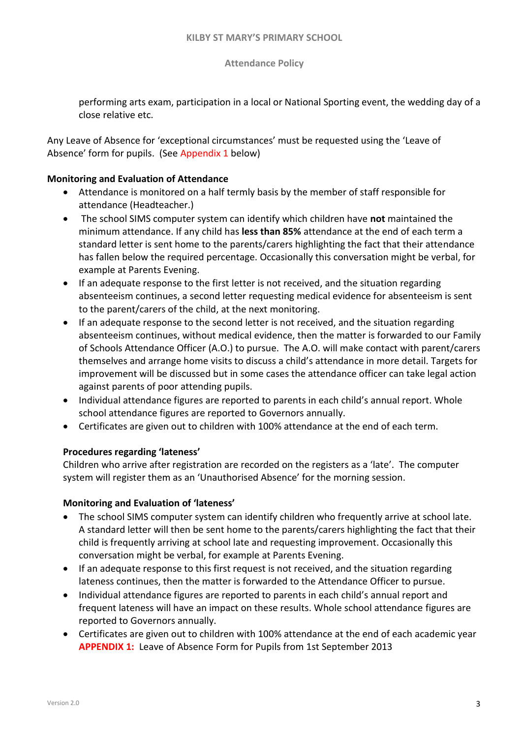performing arts exam, participation in a local or National Sporting event, the wedding day of a close relative etc.

Any Leave of Absence for 'exceptional circumstances' must be requested using the 'Leave of Absence' form for pupils. (See Appendix 1 below)

**Monitoring and Evaluation of Attendance**

- Attendance is monitored on a half termly basis by the member of staff responsible for attendance (Headteacher.)
- The school SIMS computer system can identify which children have **not** maintained the minimum attendance. If any child has **less than 85%** attendance at the end of each term a standard letter is sent home to the parents/carers highlighting the fact that their attendance has fallen below the required percentage. Occasionally this conversation might be verbal, for example at Parents Evening.
- If an adequate response to the first letter is not received, and the situation regarding absenteeism continues, a second letter requesting medical evidence for absenteeism is sent to the parent/carers of the child, at the next monitoring.
- If an adequate response to the second letter is not received, and the situation regarding absenteeism continues, without medical evidence, then the matter is forwarded to our Family of Schools Attendance Officer (A.O.) to pursue. The A.O. will make contact with parent/carers themselves and arrange home visits to discuss a child's attendance in more detail. Targets for improvement will be discussed but in some cases the attendance officer can take legal action against parents of poor attending pupils.
- Individual attendance figures are reported to parents in each child's annual report. Whole school attendance figures are reported to Governors annually.
- Certificates are given out to children with 100% attendance at the end of each term.

**Procedures regarding 'lateness'**

Children who arrive after registration are recorded on the registers as a 'late'. The computer system will register them as an 'Unauthorised Absence' for the morning session.

**Monitoring and Evaluation of 'lateness'**

- The school SIMS computer system can identify children who frequently arrive at school late. A standard letter will then be sent home to the parents/carers highlighting the fact that their child is frequently arriving at school late and requesting improvement. Occasionally this conversation might be verbal, for example at Parents Evening.
- If an adequate response to this first request is not received, and the situation regarding lateness continues, then the matter is forwarded to the Attendance Officer to pursue.
- Individual attendance figures are reported to parents in each child's annual report and frequent lateness will have an impact on these results. Whole school attendance figures are reported to Governors annually.
- Certificates are given out to children with 100% attendance at the end of each academic year

**APPENDIX 1:** Leave of Absence Form for Pupils from 1st September 2013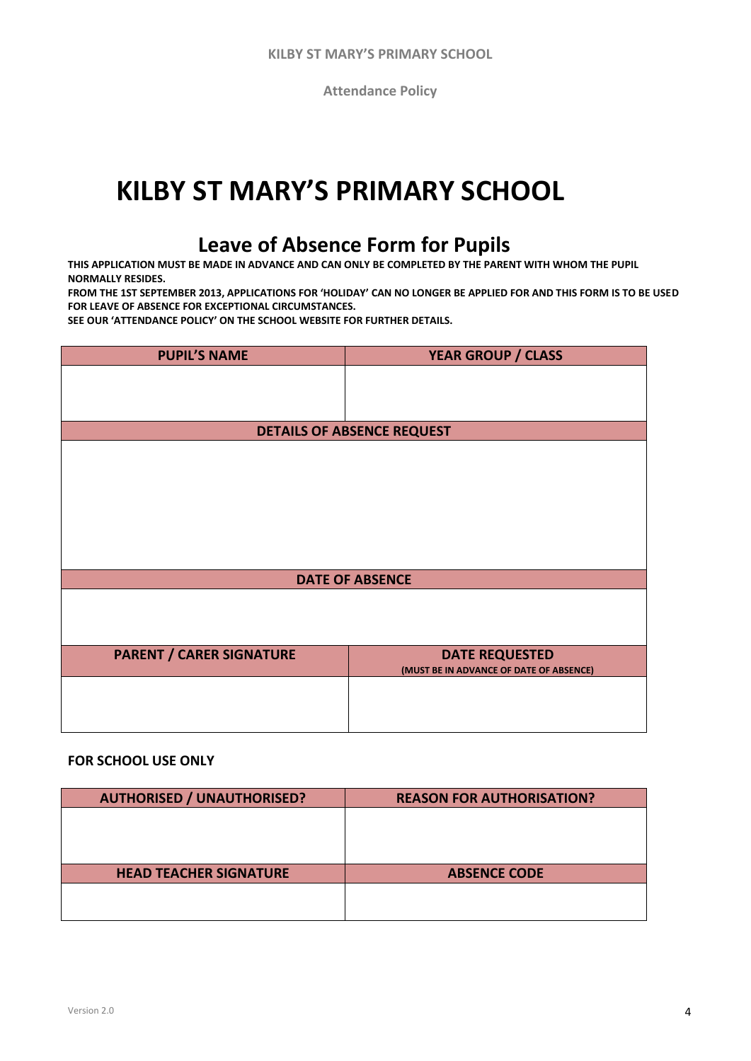# KILBY ST MARY'S PRIMARY SCHOOL

## Leave of Absence Form for Pupils

**THIS APPLICATION MUST BE MADE IN ADVANCE AND CAN ONLY BE COMPLETED BY THE PARENT WITH WHOM THE PUPIL NORMALLY RESIDES.**

**FROM THE 1ST SEPTEMBER 2013, APPLICATIONS FOR 'HOLIDAY' CAN NO LONGER BE APPLIED FOR AND THIS FORM IS TO BE USED FOR LEAVE OF ABSENCE FOR EXCEPTIONAL CIRCUMSTANCES.**

**SEE OUR 'ATTENDANCE POLICY' ON THE SCHOOL WEBSITE FOR FURTHER DETAILS.**

| PUPIL'S NAME | YEAR GROUP / CLASS |
| --- | --- |
| | |
| **DETAILS OF ABSENCE REQUEST** | |
| | |
| **DATE OF ABSENCE** | |
| | |
| **PARENT / CARER SIGNATURE** | **DATE REQUESTED** (MUST BE IN ADVANCE OF DATE OF ABSENCE) |
| | |

**FOR SCHOOL USE ONLY**

| AUTHORISED / UNAUTHORISED? | REASON FOR AUTHORISATION? |
| --- | --- |
| | |
| **HEAD TEACHER SIGNATURE** | **ABSENCE CODE** |
| | |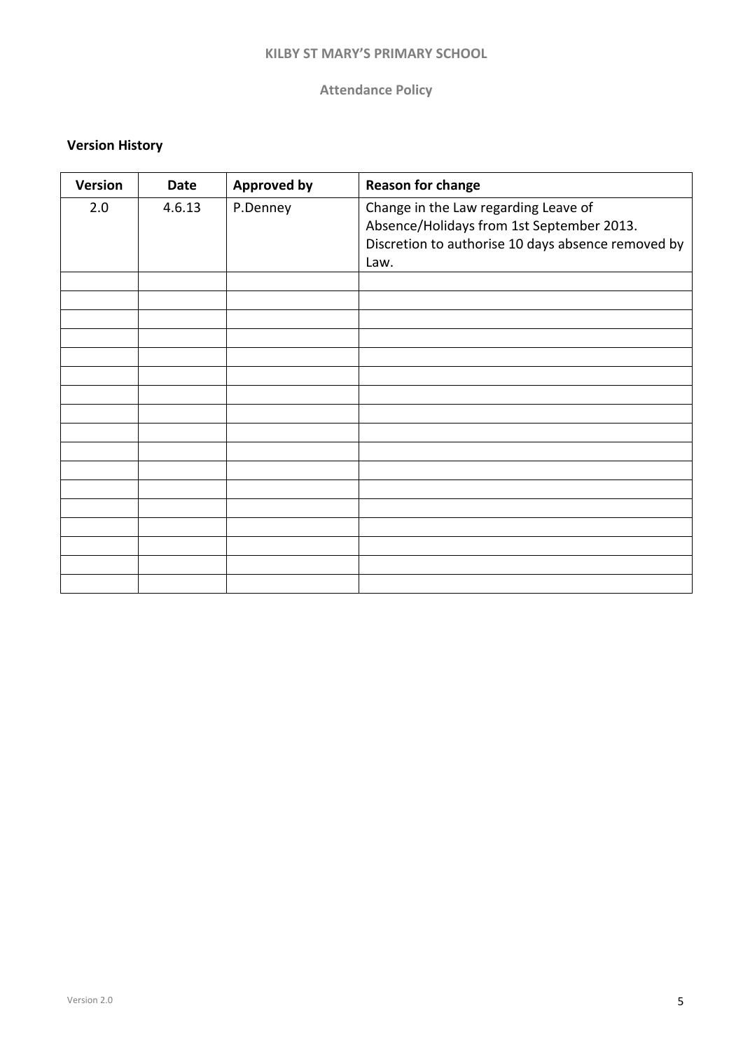## Version History

| Version | Date | Approved by | Reason for change |
| --- | --- | --- | --- |
| 2.0 | 4.6.13 | P.Denney | Change in the Law regarding Leave of Absence/Holidays from 1st September 2013. Discretion to authorise 10 days absence removed by Law. |
| | | | |
| | | | |
| | | | |
| | | | |
| | | | |
| | | | |
| | | | |
| | | | |
| | | | |
| | | | |
| | | | |
| | | | |
| | | | |
| | | | |
| | | | |
| | | | |
| | | | |